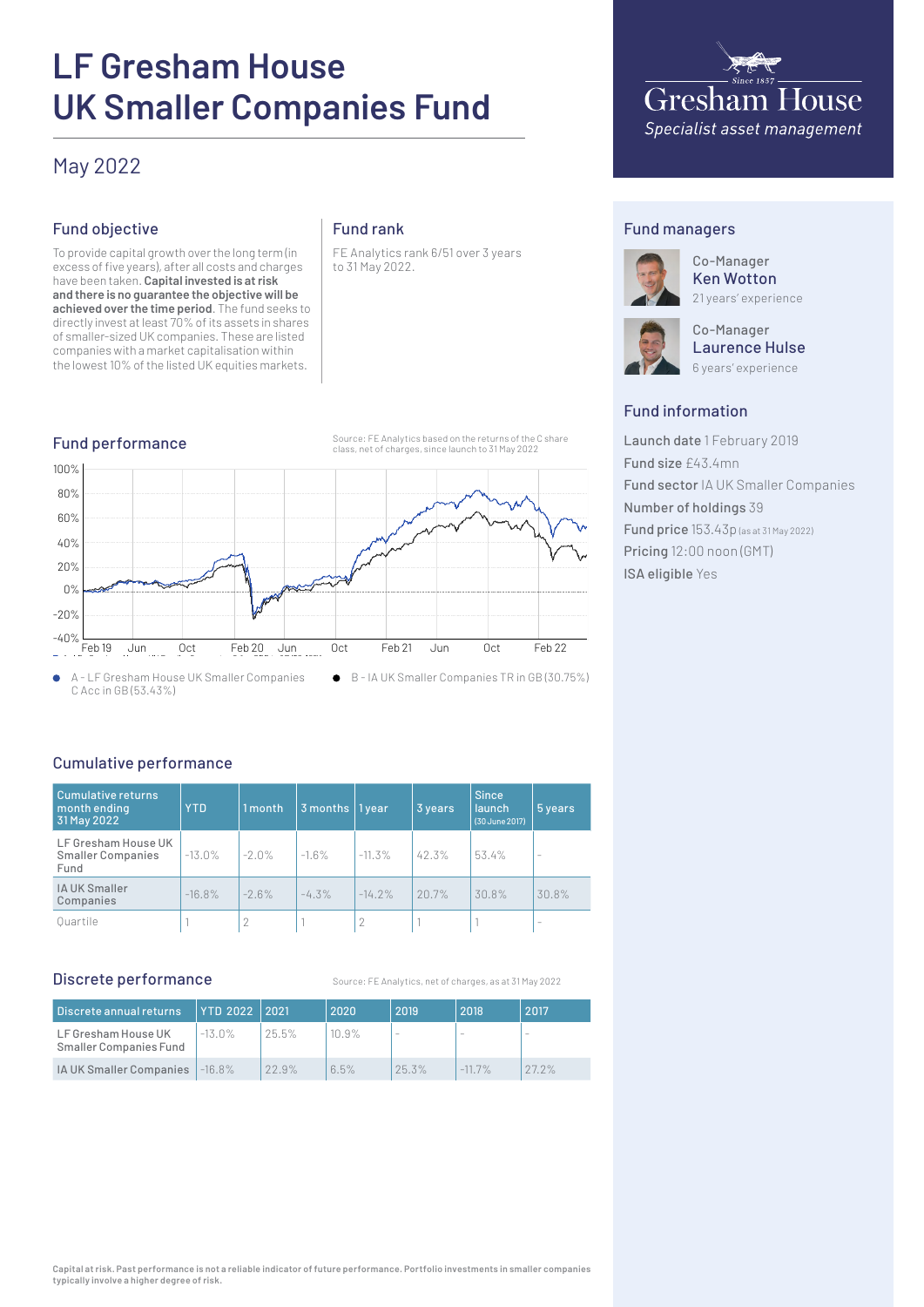# LF Gresham House UK Smaller Companies Fund

May 2022

Gresham House
*Specialist asset management*

## Fund objective

To provide capital growth over the long term (in excess of five years), after all costs and charges have been taken. **Capital invested is at risk and there is no guarantee the objective will be achieved over the time period**. The fund seeks to directly invest at least 70% of its assets in shares of smaller-sized UK companies. These are listed companies with a market capitalisation within the lowest 10% of the listed UK equities markets.

## Fund rank

FE Analytics rank 6/51 over 3 years to 31 May 2022.

## Fund managers

Co-Manager
**Ken Wotton**
21 years' experience

Co-Manager
**Laurence Hulse**
6 years' experience

## Fund information

**Launch date** 1 February 2019
**Fund size** £43.4mn
**Fund sector** IA UK Smaller Companies
**Number of holdings** 39
**Fund price** 153.43p (as at 31 May 2022)
**Pricing** 12:00 noon (GMT)
**ISA eligible** Yes

## Fund performance

Source: FE Analytics based on the returns of the C share class, net of charges, since launch to 31 May 2022

- A - LF Gresham House UK Smaller Companies C Acc in GB (53.43%)
- B - IA UK Smaller Companies TR in GB (30.75%)

## Cumulative performance

| Cumulative returns month ending 31 May 2022 | YTD | 1 month | 3 months | 1 year | 3 years | Since launch (30 June 2017) | 5 years |
|---|---|---|---|---|---|---|---|
| LF Gresham House UK Smaller Companies Fund | -13.0% | -2.0% | -1.6% | -11.3% | 42.3% | 53.4% | - |
| IA UK Smaller Companies | -16.8% | -2.6% | -4.3% | -14.2% | 20.7% | 30.8% | 30.8% |
| Quartile | 1 | 2 | 1 | 2 | 1 | 1 | - |

## Discrete performance

Source: FE Analytics, net of charges, as at 31 May 2022

| Discrete annual returns | YTD 2022 | 2021 | 2020 | 2019 | 2018 | 2017 |
|---|---|---|---|---|---|---|
| LF Gresham House UK Smaller Companies Fund | -13.0% | 25.5% | 10.9% | - | - | - |
| IA UK Smaller Companies | -16.8% | 22.9% | 6.5% | 25.3% | -11.7% | 27.2% |

**Capital at risk. Past performance is not a reliable indicator of future performance. Portfolio investments in smaller companies typically involve a higher degree of risk.**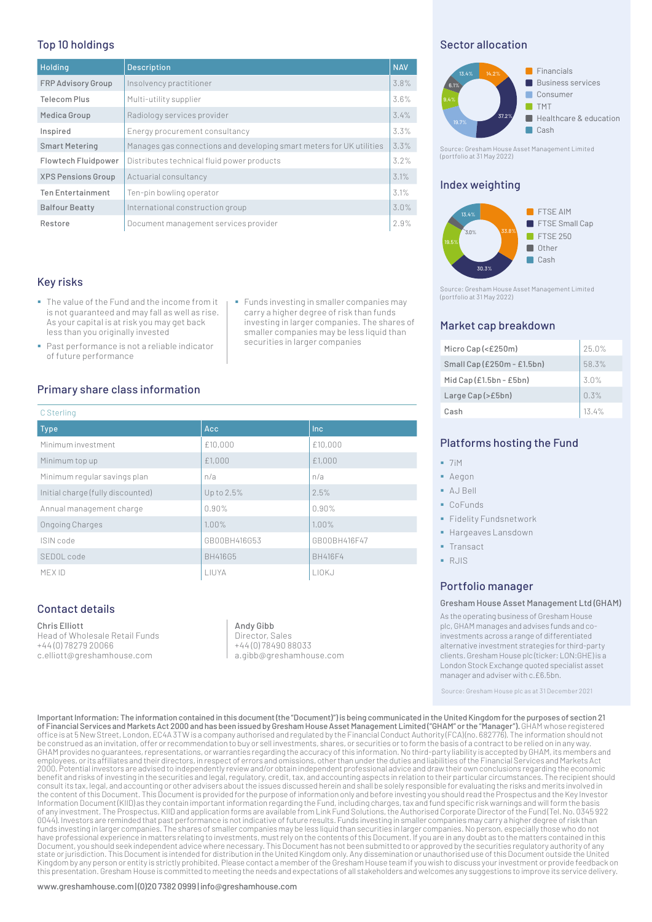## Top 10 holdings

| Holding | Description | NAV |
|---|---|---|
| FRP Advisory Group | Insolvency practitioner | 3.8% |
| Telecom Plus | Multi-utility supplier | 3.6% |
| Medica Group | Radiology services provider | 3.4% |
| Inspired | Energy procurement consultancy | 3.3% |
| Smart Metering | Manages gas connections and developing smart meters for UK utilities | 3.3% |
| Flowtech Fluidpower | Distributes technical fluid power products | 3.2% |
| XPS Pensions Group | Actuarial consultancy | 3.1% |
| Ten Entertainment | Ten-pin bowling operator | 3.1% |
| Balfour Beatty | International construction group | 3.0% |
| Restore | Document management services provider | 2.9% |

## Key risks

- The value of the Fund and the income from it is not guaranteed and may fall as well as rise. As your capital is at risk you may get back less than you originally invested
- Past performance is not a reliable indicator of future performance
- Funds investing in smaller companies may carry a higher degree of risk than funds investing in larger companies. The shares of smaller companies may be less liquid than securities in larger companies

## Primary share class information

| C Sterling | | |
|---|---|---|
| **Type** | **Acc** | **Inc** |
| Minimum investment | £10,000 | £10,000 |
| Minimum top up | £1,000 | £1,000 |
| Minimum regular savings plan | n/a | n/a |
| Initial charge (fully discounted) | Up to 2.5% | 2.5% |
| Annual management charge | 0.90% | 0.90% |
| Ongoing Charges | 1.00% | 1.00% |
| ISIN code | GB00BH416G53 | GB00BH416F47 |
| SEDOL code | BH416G5 | BH416F4 |
| MEX ID | LIUYA | LIOKJ |

## Contact details

**Chris Elliott**
Head of Wholesale Retail Funds
+44 (0) 78279 20066
c.elliott@greshamhouse.com

**Andy Gibb**
Director, Sales
+44 (0) 78490 88033
a.gibb@greshamhouse.com

## Sector allocation

14.2%
37.2%
19.7%
9.4%
6.1%
13.4%

Financials
Business services
Consumer
TMT
Healthcare & education
Cash

Source: Gresham House Asset Management Limited (portfolio at 31 May 2022)

## Index weighting

33.8%
30.3%
19.5%
3.0%
13.4%

FTSE AIM
FTSE Small Cap
FTSE 250
Other
Cash

Source: Gresham House Asset Management Limited (portfolio at 31 May 2022)

## Market cap breakdown

| | |
|---|---|
| Micro Cap (<£250m) | 25.0% |
| Small Cap (£250m - £1.5bn) | 58.3% |
| Mid Cap (£1.5bn - £5bn) | 3.0% |
| Large Cap (>£5bn) | 0.3% |
| Cash | 13.4% |

## Platforms hosting the Fund

- 7iM
- Aegon
- AJ Bell
- CoFunds
- Fidelity Fundsnetwork
- Hargeaves Lansdown
- Transact
- RJIS

## Portfolio manager

### Gresham House Asset Management Ltd (GHAM)

As the operating business of Gresham House plc, GHAM manages and advises funds and co-investments across a range of differentiated alternative investment strategies for third-party clients. Gresham House plc (ticker: LON:GHE) is a London Stock Exchange quoted specialist asset manager and adviser with c.£6.5bn.

Source: Gresham House plc as at 31 December 2021

**Important Information: The information contained in this document (the "Document")** is being communicated in the United Kingdom for the purposes of section 21 of Financial Services and Markets Act 2000 and has been issued by Gresham House Asset Management Limited ("GHAM" or the "Manager"). GHAM whose registered office is at 5 New Street, London, EC4A 3TW is a company authorised and regulated by the Financial Conduct Authority (FCA) (no. 682776). The information should not be construed as an invitation, offer or recommendation to buy or sell investments, shares, or securities or to form the basis of a contract to be relied on in any way. GHAM provides no guarantees, representations, or warranties regarding the accuracy of this information. No third-party liability is accepted by GHAM, its members and employees, or its affiliates and their directors, in respect of errors and omissions, other than under the duties and liabilities of the Financial Services and Markets Act 2000. Potential investors are advised to independently review and/or obtain independent professional advice and draw their own conclusions regarding the economic benefit and risks of investing in the securities and legal, regulatory, credit, tax, and accounting aspects in relation to their particular circumstances. The recipient should consult its tax, legal, and accounting or other advisers about the issues discussed herein and shall be solely responsible for evaluating the risks and merits involved in the content of this Document. This Document is provided for the purpose of information only and before investing you should read the Prospectus and the Key Investor Information Document (KIID) as they contain important information regarding the Fund, including charges, tax and fund specific risk warnings and will form the basis of any investment. The Prospectus, KIID and application forms are available from Link Fund Solutions, the Authorised Corporate Director of the Fund (Tel. No. 0345 922 0044). Investors are reminded that past performance is not indicative of future results. Funds investing in smaller companies may carry a higher degree of risk than funds investing in larger companies. The shares of smaller companies may be less liquid than securities in larger companies. No person, especially those who do not have professional experience in matters relating to investments, must rely on the contents of this Document. If you are in any doubt as to the matters contained in this Document, you should seek independent advice where necessary. This Document has not been submitted to or approved by the securities regulatory authority of any state or jurisdiction. This Document is intended for distribution in the United Kingdom only. Any dissemination or unauthorised use of this Document outside the United Kingdom by any person or entity is strictly prohibited. Please contact a member of the Gresham House team if you wish to discuss your investment or provide feedback on this presentation. Gresham House is committed to meeting the needs and expectations of all stakeholders and welcomes any suggestions to improve its service delivery.

www.greshamhouse.com | (0)20 7382 0999 | info@greshamhouse.com